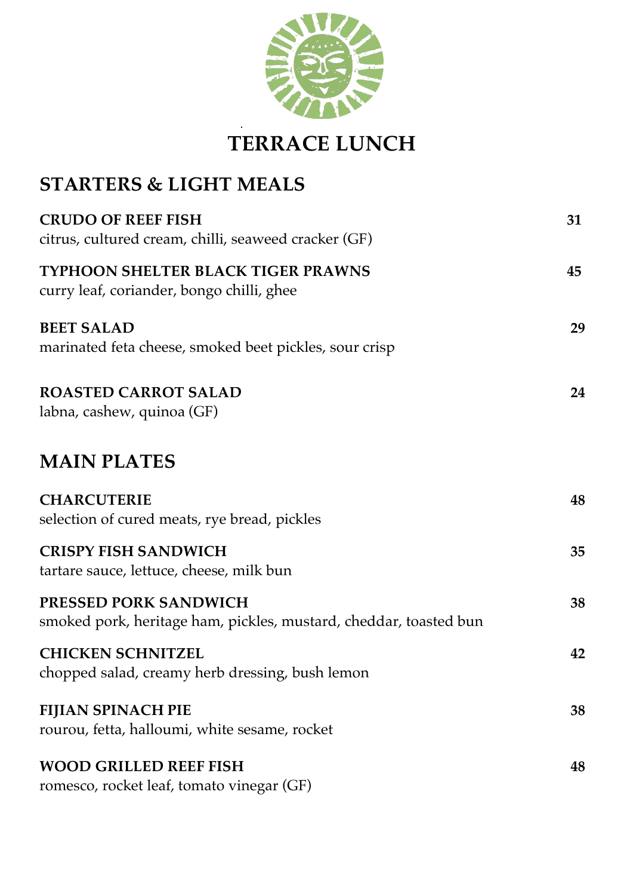# TERRACE LUNCH

## STARTERS & LIGHT MEALS

**CRUDO OF REEF FISH** **31**
citrus, cultured cream, chilli, seaweed cracker (GF)

**TYPHOON SHELTER BLACK TIGER PRAWNS** **45**
curry leaf, coriander, bongo chilli, ghee

**BEET SALAD** **29**
marinated feta cheese, smoked beet pickles, sour crisp

**ROASTED CARROT SALAD** **24**
labna, cashew, quinoa (GF)

## MAIN PLATES

**CHARCUTERIE** **48**
selection of cured meats, rye bread, pickles

**CRISPY FISH SANDWICH** **35**
tartare sauce, lettuce, cheese, milk bun

**PRESSED PORK SANDWICH** **38**
smoked pork, heritage ham, pickles, mustard, cheddar, toasted bun

**CHICKEN SCHNITZEL** **42**
chopped salad, creamy herb dressing, bush lemon

**FIJIAN SPINACH PIE** **38**
rourou, fetta, halloumi, white sesame, rocket

**WOOD GRILLED REEF FISH** **48**
romesco, rocket leaf, tomato vinegar (GF)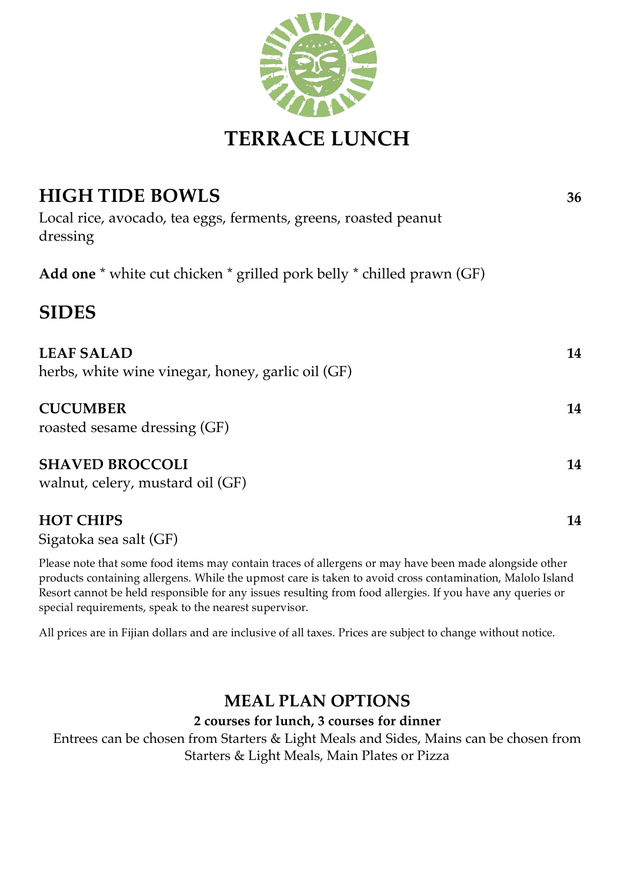# TERRACE LUNCH

## HIGH TIDE BOWLS **36**

Local rice, avocado, tea eggs, ferments, greens, roasted peanut dressing

**Add one** * white cut chicken * grilled pork belly * chilled prawn (GF)

## SIDES

**LEAF SALAD** **14**
herbs, white wine vinegar, honey, garlic oil (GF)

**CUCUMBER** **14**
roasted sesame dressing (GF)

**SHAVED BROCCOLI** **14**
walnut, celery, mustard oil (GF)

**HOT CHIPS** **14**
Sigatoka sea salt (GF)

Please note that some food items may contain traces of allergens or may have been made alongside other products containing allergens. While the upmost care is taken to avoid cross contamination, Malolo Island Resort cannot be held responsible for any issues resulting from food allergies. If you have any queries or special requirements, speak to the nearest supervisor.

All prices are in Fijian dollars and are inclusive of all taxes. Prices are subject to change without notice.

## MEAL PLAN OPTIONS

**2 courses for lunch, 3 courses for dinner**

Entrees can be chosen from Starters & Light Meals and Sides, Mains can be chosen from Starters & Light Meals, Main Plates or Pizza